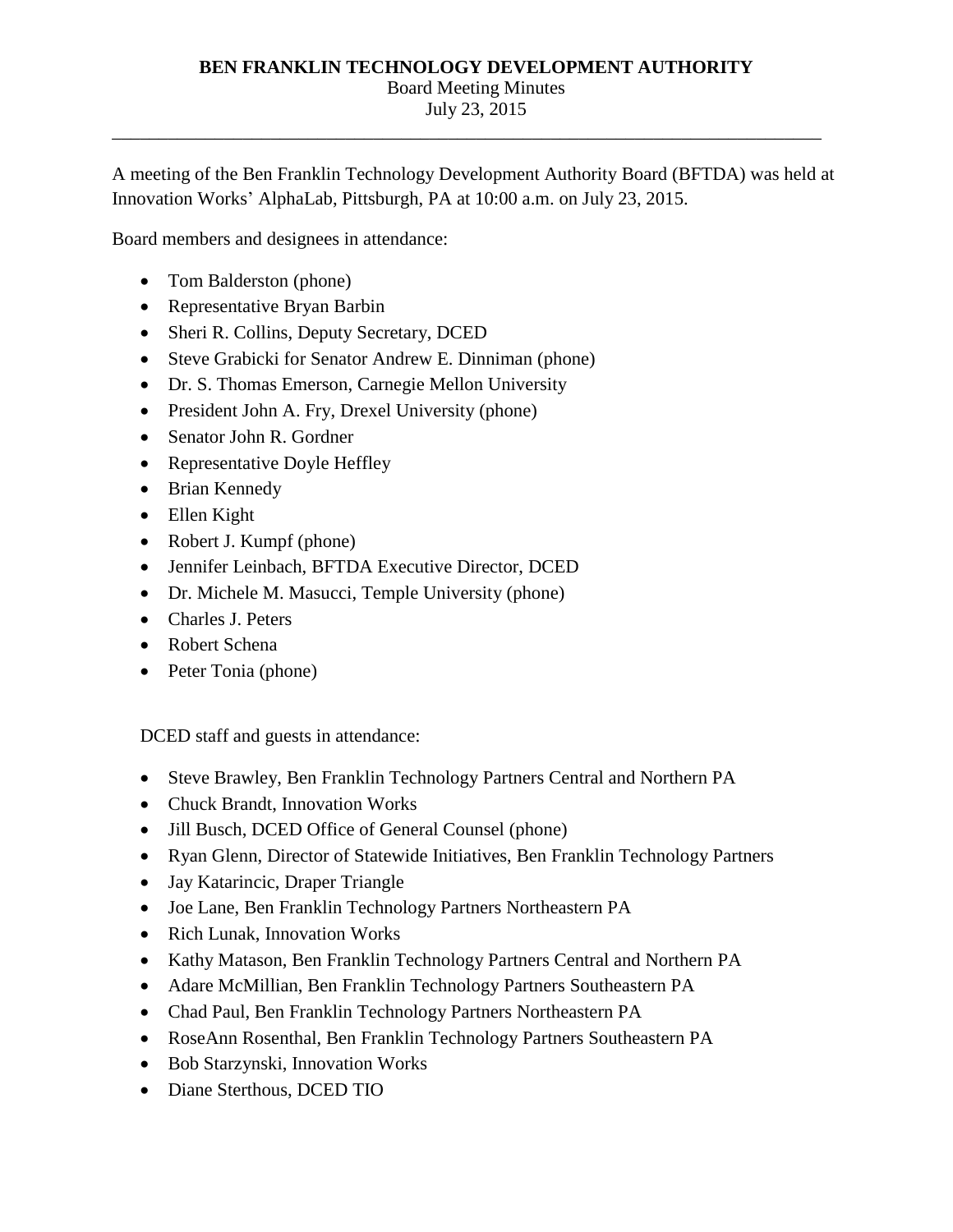# BEN FRANKLIN TECHNOLOGY DEVELOPMENT AUTHORITY

Board Meeting Minutes
July 23, 2015

---

A meeting of the Ben Franklin Technology Development Authority Board (BFTDA) was held at Innovation Works' AlphaLab, Pittsburgh, PA at 10:00 a.m. on July 23, 2015.

Board members and designees in attendance:

- Tom Balderston (phone)
- Representative Bryan Barbin
- Sheri R. Collins, Deputy Secretary, DCED
- Steve Grabicki for Senator Andrew E. Dinniman (phone)
- Dr. S. Thomas Emerson, Carnegie Mellon University
- President John A. Fry, Drexel University (phone)
- Senator John R. Gordner
- Representative Doyle Heffley
- Brian Kennedy
- Ellen Kight
- Robert J. Kumpf (phone)
- Jennifer Leinbach, BFTDA Executive Director, DCED
- Dr. Michele M. Masucci, Temple University (phone)
- Charles J. Peters
- Robert Schena
- Peter Tonia (phone)

DCED staff and guests in attendance:

- Steve Brawley, Ben Franklin Technology Partners Central and Northern PA
- Chuck Brandt, Innovation Works
- Jill Busch, DCED Office of General Counsel (phone)
- Ryan Glenn, Director of Statewide Initiatives, Ben Franklin Technology Partners
- Jay Katarincic, Draper Triangle
- Joe Lane, Ben Franklin Technology Partners Northeastern PA
- Rich Lunak, Innovation Works
- Kathy Matason, Ben Franklin Technology Partners Central and Northern PA
- Adare McMillian, Ben Franklin Technology Partners Southeastern PA
- Chad Paul, Ben Franklin Technology Partners Northeastern PA
- RoseAnn Rosenthal, Ben Franklin Technology Partners Southeastern PA
- Bob Starzynski, Innovation Works
- Diane Sterthous, DCED TIO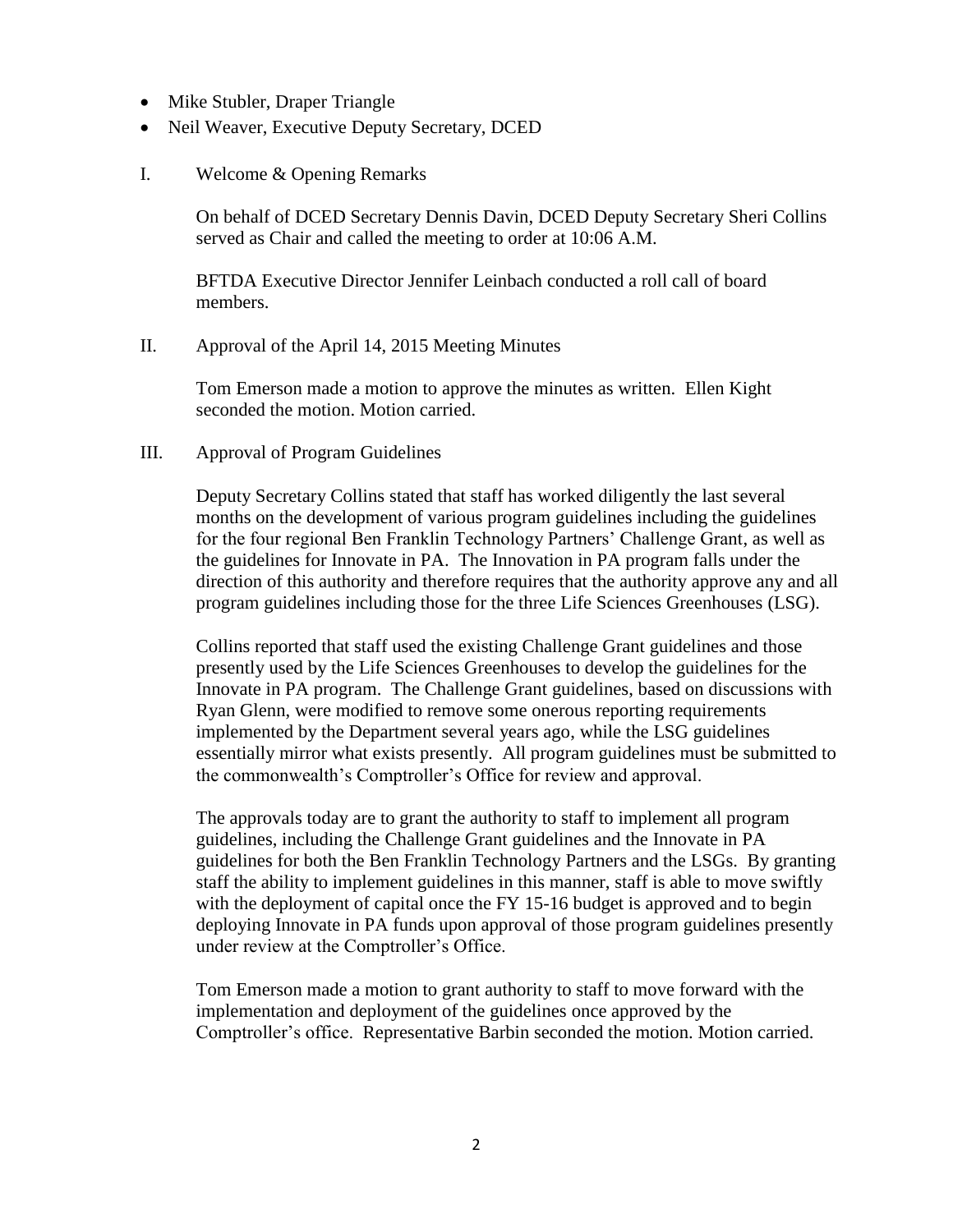- Mike Stubler, Draper Triangle
- Neil Weaver, Executive Deputy Secretary, DCED

I. Welcome & Opening Remarks

On behalf of DCED Secretary Dennis Davin, DCED Deputy Secretary Sheri Collins served as Chair and called the meeting to order at 10:06 A.M.

BFTDA Executive Director Jennifer Leinbach conducted a roll call of board members.

II. Approval of the April 14, 2015 Meeting Minutes

Tom Emerson made a motion to approve the minutes as written. Ellen Kight seconded the motion. Motion carried.

III. Approval of Program Guidelines

Deputy Secretary Collins stated that staff has worked diligently the last several months on the development of various program guidelines including the guidelines for the four regional Ben Franklin Technology Partners' Challenge Grant, as well as the guidelines for Innovate in PA. The Innovation in PA program falls under the direction of this authority and therefore requires that the authority approve any and all program guidelines including those for the three Life Sciences Greenhouses (LSG).

Collins reported that staff used the existing Challenge Grant guidelines and those presently used by the Life Sciences Greenhouses to develop the guidelines for the Innovate in PA program. The Challenge Grant guidelines, based on discussions with Ryan Glenn, were modified to remove some onerous reporting requirements implemented by the Department several years ago, while the LSG guidelines essentially mirror what exists presently. All program guidelines must be submitted to the commonwealth's Comptroller's Office for review and approval.

The approvals today are to grant the authority to staff to implement all program guidelines, including the Challenge Grant guidelines and the Innovate in PA guidelines for both the Ben Franklin Technology Partners and the LSGs. By granting staff the ability to implement guidelines in this manner, staff is able to move swiftly with the deployment of capital once the FY 15-16 budget is approved and to begin deploying Innovate in PA funds upon approval of those program guidelines presently under review at the Comptroller's Office.

Tom Emerson made a motion to grant authority to staff to move forward with the implementation and deployment of the guidelines once approved by the Comptroller's office. Representative Barbin seconded the motion. Motion carried.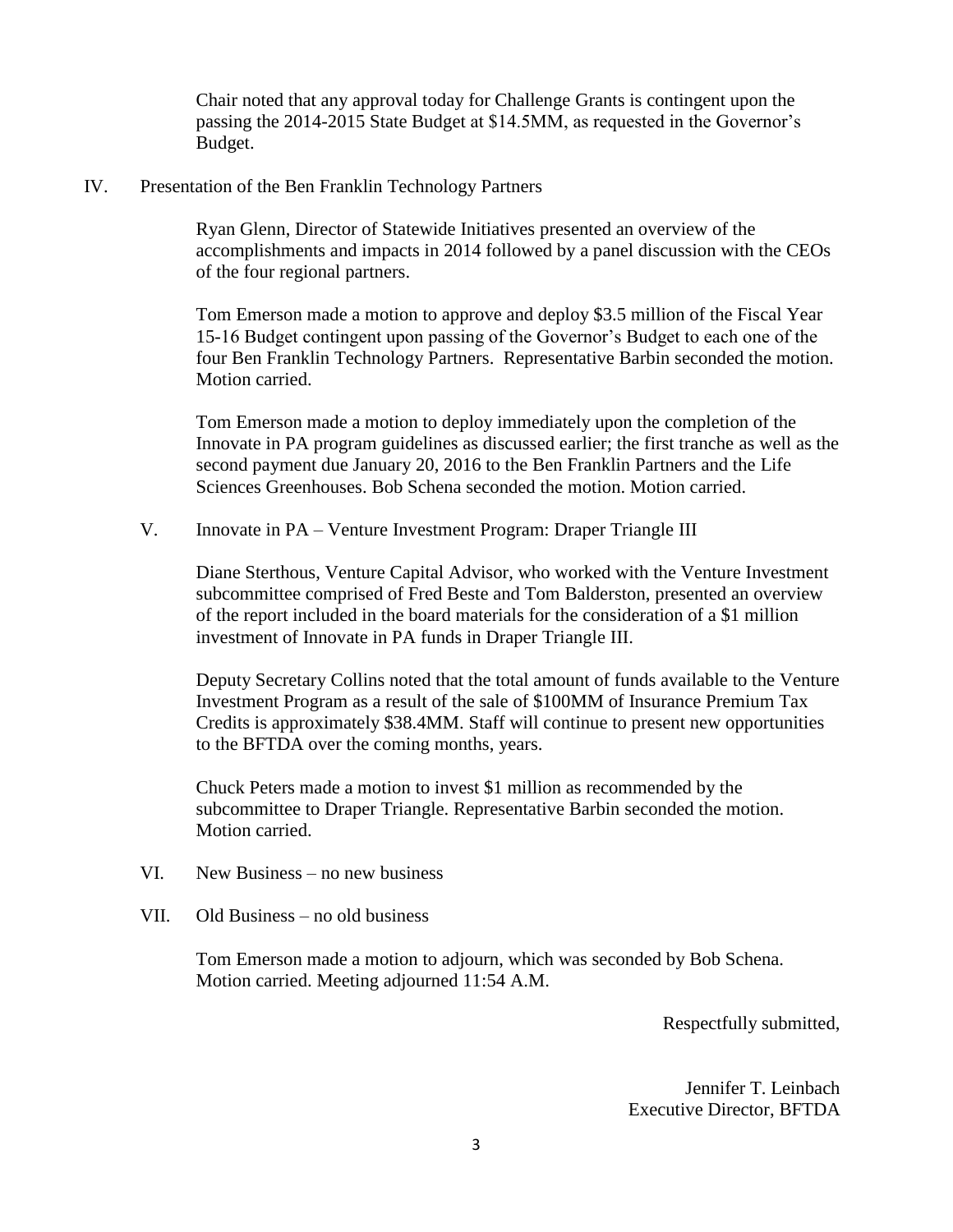Chair noted that any approval today for Challenge Grants is contingent upon the passing the 2014-2015 State Budget at $14.5MM, as requested in the Governor's Budget.

IV. Presentation of the Ben Franklin Technology Partners

Ryan Glenn, Director of Statewide Initiatives presented an overview of the accomplishments and impacts in 2014 followed by a panel discussion with the CEOs of the four regional partners.

Tom Emerson made a motion to approve and deploy $3.5 million of the Fiscal Year 15-16 Budget contingent upon passing of the Governor's Budget to each one of the four Ben Franklin Technology Partners. Representative Barbin seconded the motion. Motion carried.

Tom Emerson made a motion to deploy immediately upon the completion of the Innovate in PA program guidelines as discussed earlier; the first tranche as well as the second payment due January 20, 2016 to the Ben Franklin Partners and the Life Sciences Greenhouses. Bob Schena seconded the motion. Motion carried.

V. Innovate in PA – Venture Investment Program: Draper Triangle III

Diane Sterthous, Venture Capital Advisor, who worked with the Venture Investment subcommittee comprised of Fred Beste and Tom Balderston, presented an overview of the report included in the board materials for the consideration of a $1 million investment of Innovate in PA funds in Draper Triangle III.

Deputy Secretary Collins noted that the total amount of funds available to the Venture Investment Program as a result of the sale of $100MM of Insurance Premium Tax Credits is approximately $38.4MM. Staff will continue to present new opportunities to the BFTDA over the coming months, years.

Chuck Peters made a motion to invest $1 million as recommended by the subcommittee to Draper Triangle. Representative Barbin seconded the motion. Motion carried.

VI. New Business – no new business

VII. Old Business – no old business

Tom Emerson made a motion to adjourn, which was seconded by Bob Schena. Motion carried. Meeting adjourned 11:54 A.M.

Respectfully submitted,

Jennifer T. Leinbach
Executive Director, BFTDA